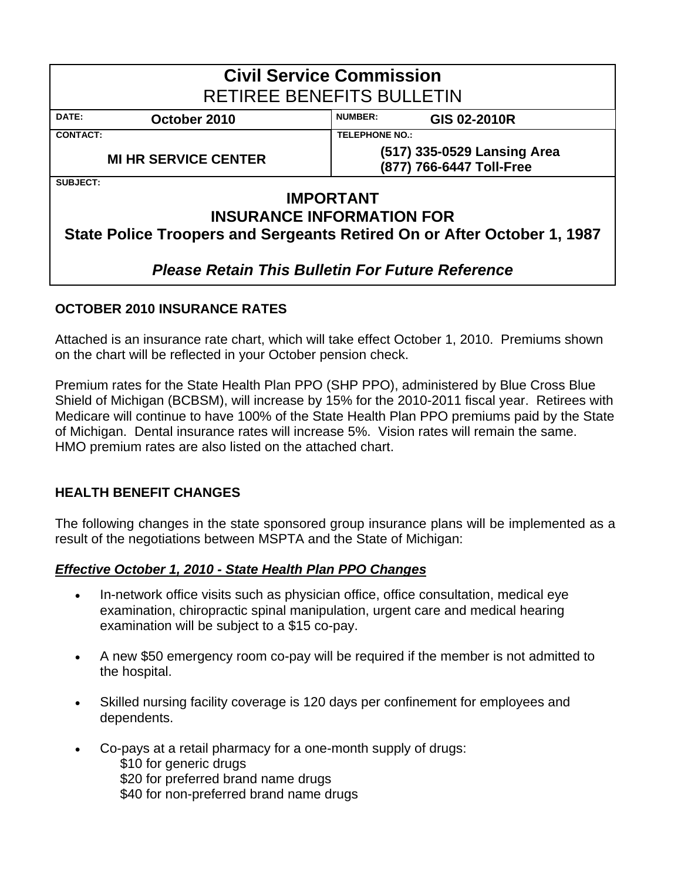# Civil Service Commission
## RETIREE BENEFITS BULLETIN

| DATE: October 2010 | NUMBER: GIS 02-2010R |
| --- | --- |
| CONTACT: MI HR SERVICE CENTER | TELEPHONE NO.: (517) 335-0529 Lansing Area (877) 766-6447 Toll-Free |

SUBJECT:

**IMPORTANT**
**INSURANCE INFORMATION FOR**
**State Police Troopers and Sergeants Retired On or After October 1, 1987**

***Please Retain This Bulletin For Future Reference***

## OCTOBER 2010 INSURANCE RATES

Attached is an insurance rate chart, which will take effect October 1, 2010. Premiums shown on the chart will be reflected in your October pension check.

Premium rates for the State Health Plan PPO (SHP PPO), administered by Blue Cross Blue Shield of Michigan (BCBSM), will increase by 15% for the 2010-2011 fiscal year. Retirees with Medicare will continue to have 100% of the State Health Plan PPO premiums paid by the State of Michigan. Dental insurance rates will increase 5%. Vision rates will remain the same. HMO premium rates are also listed on the attached chart.

## HEALTH BENEFIT CHANGES

The following changes in the state sponsored group insurance plans will be implemented as a result of the negotiations between MSPTA and the State of Michigan:

### *Effective October 1, 2010 - State Health Plan PPO Changes*

- In-network office visits such as physician office, office consultation, medical eye examination, chiropractic spinal manipulation, urgent care and medical hearing examination will be subject to a $15 co-pay.
- A new $50 emergency room co-pay will be required if the member is not admitted to the hospital.
- Skilled nursing facility coverage is 120 days per confinement for employees and dependents.
- Co-pays at a retail pharmacy for a one-month supply of drugs:
  - $10 for generic drugs
  - $20 for preferred brand name drugs
  - $40 for non-preferred brand name drugs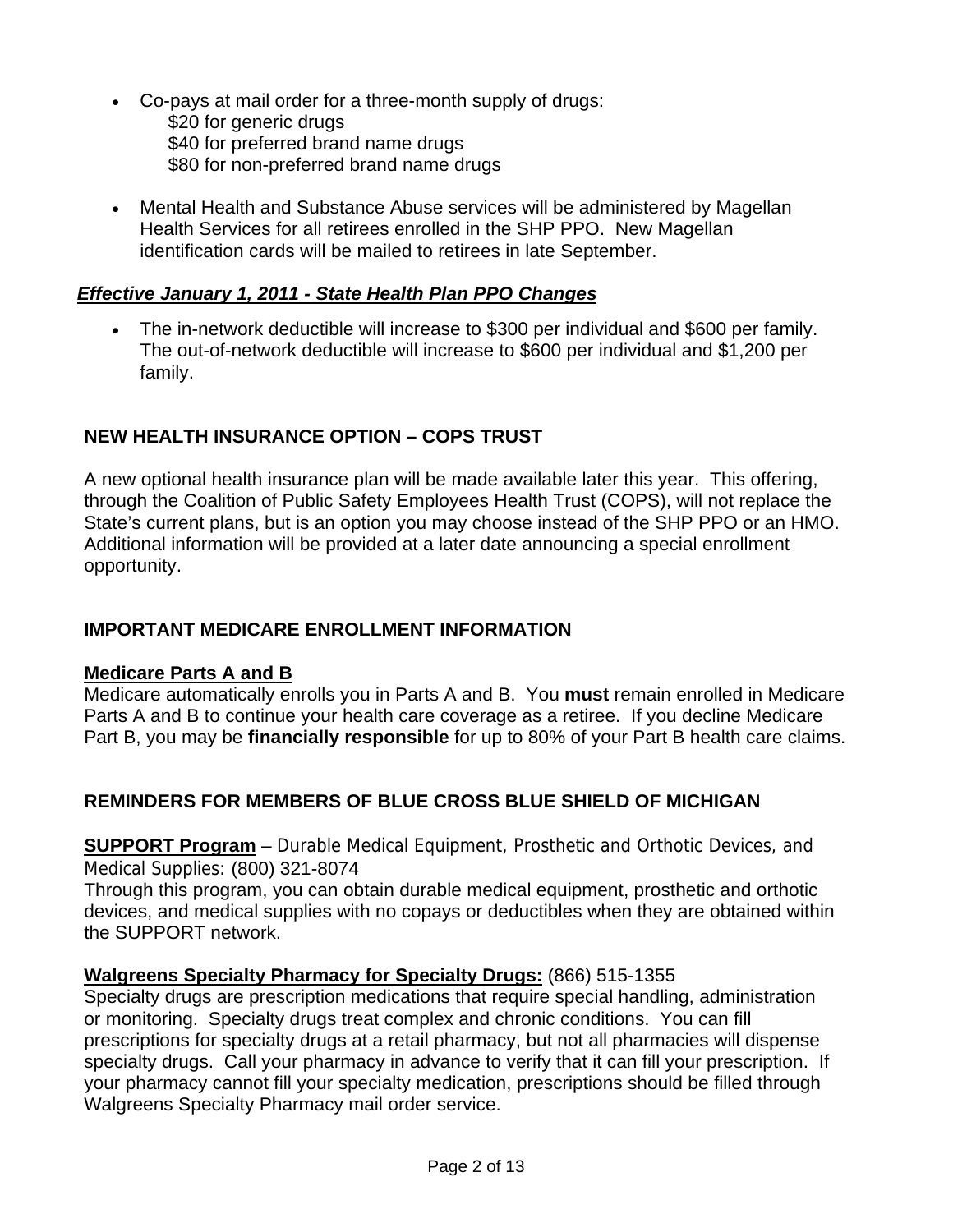- Co-pays at mail order for a three-month supply of drugs:
  - $20 for generic drugs
  - $40 for preferred brand name drugs
  - $80 for non-preferred brand name drugs

- Mental Health and Substance Abuse services will be administered by Magellan Health Services for all retirees enrolled in the SHP PPO. New Magellan identification cards will be mailed to retirees in late September.

### ***Effective January 1, 2011 - State Health Plan PPO Changes***

- The in-network deductible will increase to $300 per individual and $600 per family. The out-of-network deductible will increase to $600 per individual and $1,200 per family.

## NEW HEALTH INSURANCE OPTION – COPS TRUST

A new optional health insurance plan will be made available later this year. This offering, through the Coalition of Public Safety Employees Health Trust (COPS), will not replace the State's current plans, but is an option you may choose instead of the SHP PPO or an HMO. Additional information will be provided at a later date announcing a special enrollment opportunity.

## IMPORTANT MEDICARE ENROLLMENT INFORMATION

### Medicare Parts A and B

Medicare automatically enrolls you in Parts A and B. You **must** remain enrolled in Medicare Parts A and B to continue your health care coverage as a retiree. If you decline Medicare Part B, you may be **financially responsible** for up to 80% of your Part B health care claims.

## REMINDERS FOR MEMBERS OF BLUE CROSS BLUE SHIELD OF MICHIGAN

**SUPPORT Program** – Durable Medical Equipment, Prosthetic and Orthotic Devices, and Medical Supplies: (800) 321-8074

Through this program, you can obtain durable medical equipment, prosthetic and orthotic devices, and medical supplies with no copays or deductibles when they are obtained within the SUPPORT network.

**Walgreens Specialty Pharmacy for Specialty Drugs:** (866) 515-1355

Specialty drugs are prescription medications that require special handling, administration or monitoring. Specialty drugs treat complex and chronic conditions. You can fill prescriptions for specialty drugs at a retail pharmacy, but not all pharmacies will dispense specialty drugs. Call your pharmacy in advance to verify that it can fill your prescription. If your pharmacy cannot fill your specialty medication, prescriptions should be filled through Walgreens Specialty Pharmacy mail order service.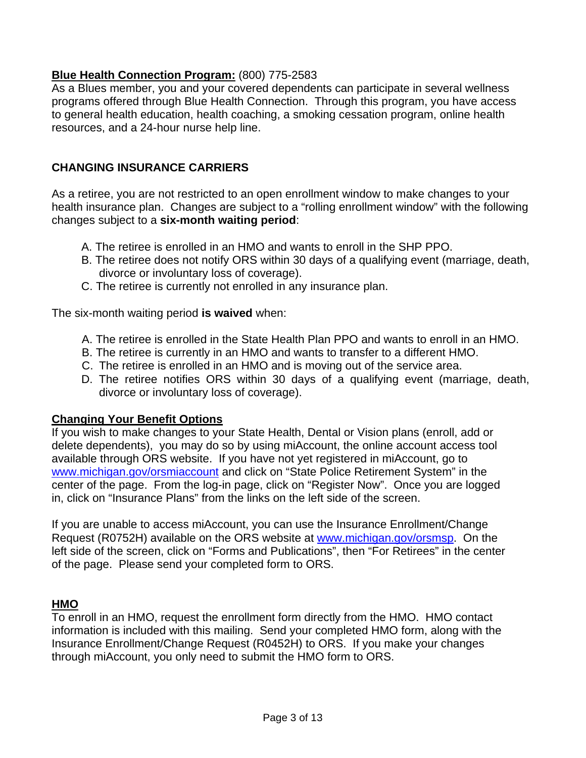**Blue Health Connection Program:** (800) 775-2583

As a Blues member, you and your covered dependents can participate in several wellness programs offered through Blue Health Connection. Through this program, you have access to general health education, health coaching, a smoking cessation program, online health resources, and a 24-hour nurse help line.

## CHANGING INSURANCE CARRIERS

As a retiree, you are not restricted to an open enrollment window to make changes to your health insurance plan. Changes are subject to a "rolling enrollment window" with the following changes subject to a **six-month waiting period**:

A. The retiree is enrolled in an HMO and wants to enroll in the SHP PPO.
B. The retiree does not notify ORS within 30 days of a qualifying event (marriage, death, divorce or involuntary loss of coverage).
C. The retiree is currently not enrolled in any insurance plan.

The six-month waiting period **is waived** when:

A. The retiree is enrolled in the State Health Plan PPO and wants to enroll in an HMO.
B. The retiree is currently in an HMO and wants to transfer to a different HMO.
C. The retiree is enrolled in an HMO and is moving out of the service area.
D. The retiree notifies ORS within 30 days of a qualifying event (marriage, death, divorce or involuntary loss of coverage).

**Changing Your Benefit Options**

If you wish to make changes to your State Health, Dental or Vision plans (enroll, add or delete dependents), you may do so by using miAccount, the online account access tool available through ORS website. If you have not yet registered in miAccount, go to www.michigan.gov/orsmiaccount and click on "State Police Retirement System" in the center of the page. From the log-in page, click on "Register Now". Once you are logged in, click on "Insurance Plans" from the links on the left side of the screen.

If you are unable to access miAccount, you can use the Insurance Enrollment/Change Request (R0752H) available on the ORS website at www.michigan.gov/orsmsp. On the left side of the screen, click on "Forms and Publications", then "For Retirees" in the center of the page. Please send your completed form to ORS.

**HMO**

To enroll in an HMO, request the enrollment form directly from the HMO. HMO contact information is included with this mailing. Send your completed HMO form, along with the Insurance Enrollment/Change Request (R0452H) to ORS. If you make your changes through miAccount, you only need to submit the HMO form to ORS.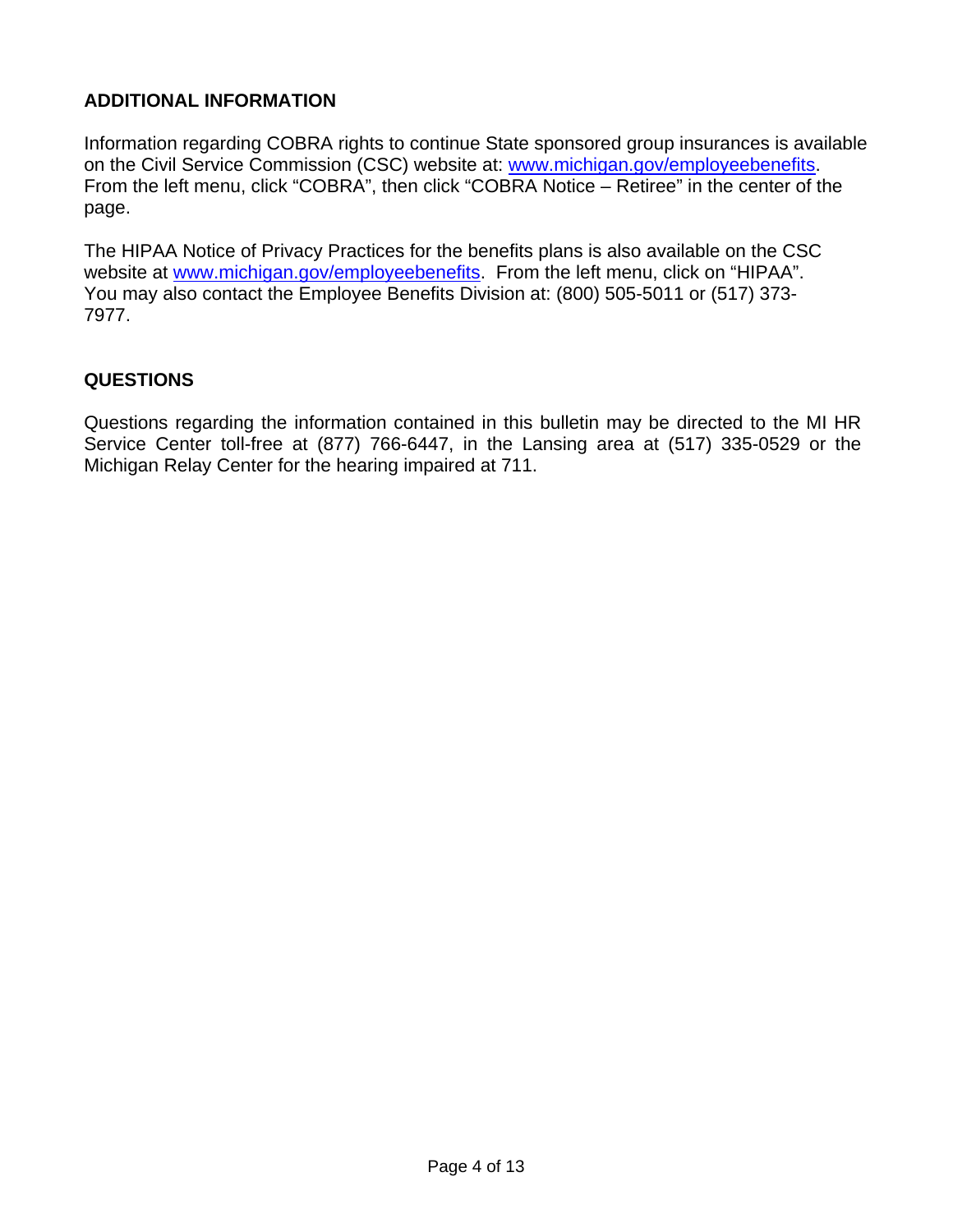## ADDITIONAL INFORMATION

Information regarding COBRA rights to continue State sponsored group insurances is available on the Civil Service Commission (CSC) website at: www.michigan.gov/employeebenefits. From the left menu, click "COBRA", then click "COBRA Notice – Retiree" in the center of the page.

The HIPAA Notice of Privacy Practices for the benefits plans is also available on the CSC website at www.michigan.gov/employeebenefits. From the left menu, click on "HIPAA". You may also contact the Employee Benefits Division at: (800) 505-5011 or (517) 373-7977.

## QUESTIONS

Questions regarding the information contained in this bulletin may be directed to the MI HR Service Center toll-free at (877) 766-6447, in the Lansing area at (517) 335-0529 or the Michigan Relay Center for the hearing impaired at 711.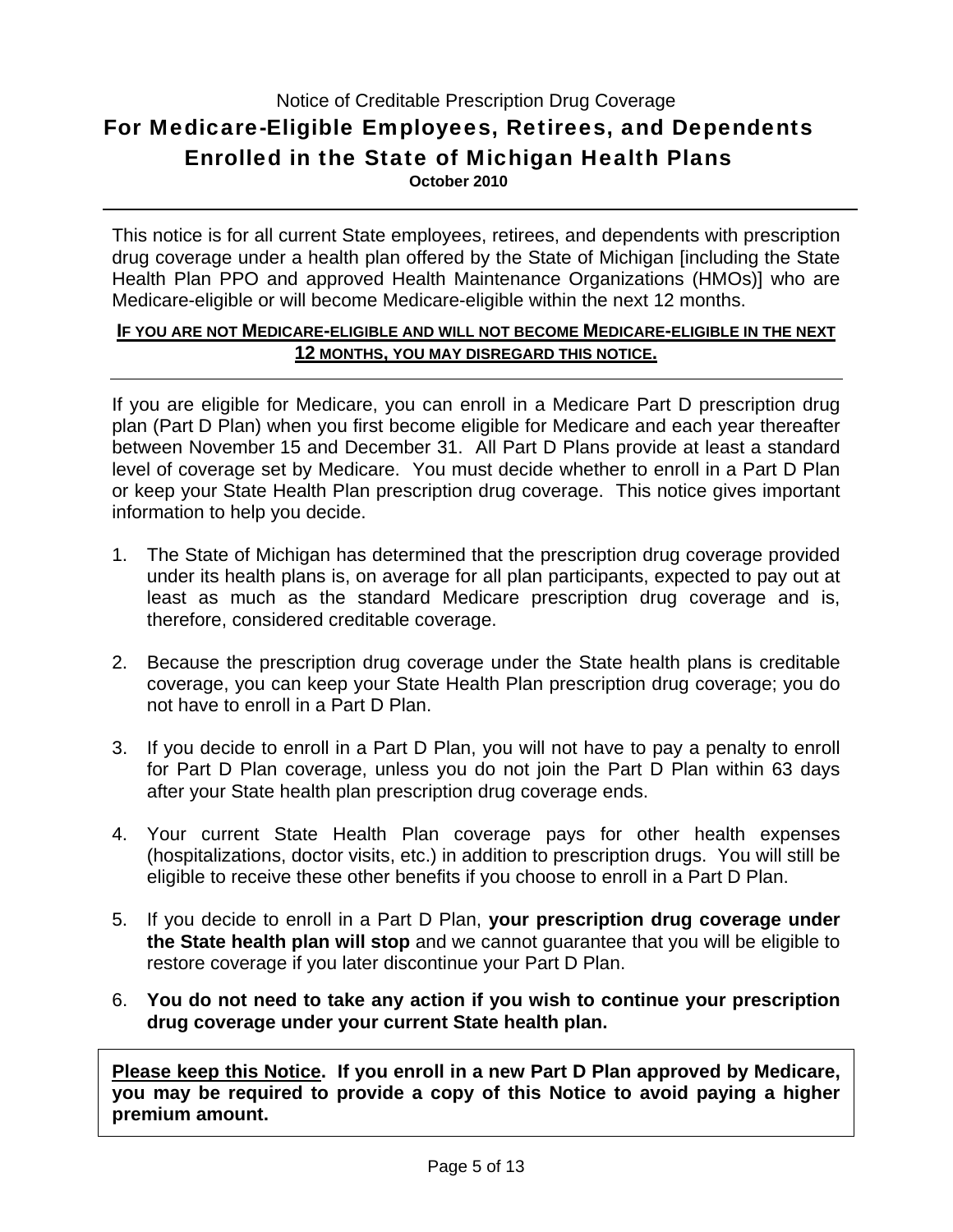Notice of Creditable Prescription Drug Coverage

# For Medicare-Eligible Employees, Retirees, and Dependents Enrolled in the State of Michigan Health Plans

**October 2010**

---

This notice is for all current State employees, retirees, and dependents with prescription drug coverage under a health plan offered by the State of Michigan [including the State Health Plan PPO and approved Health Maintenance Organizations (HMOs)] who are Medicare-eligible or will become Medicare-eligible within the next 12 months.

**IF YOU ARE NOT MEDICARE-ELIGIBLE AND WILL NOT BECOME MEDICARE-ELIGIBLE IN THE NEXT 12 MONTHS, YOU MAY DISREGARD THIS NOTICE.**

---

If you are eligible for Medicare, you can enroll in a Medicare Part D prescription drug plan (Part D Plan) when you first become eligible for Medicare and each year thereafter between November 15 and December 31. All Part D Plans provide at least a standard level of coverage set by Medicare. You must decide whether to enroll in a Part D Plan or keep your State Health Plan prescription drug coverage. This notice gives important information to help you decide.

1. The State of Michigan has determined that the prescription drug coverage provided under its health plans is, on average for all plan participants, expected to pay out at least as much as the standard Medicare prescription drug coverage and is, therefore, considered creditable coverage.

2. Because the prescription drug coverage under the State health plans is creditable coverage, you can keep your State Health Plan prescription drug coverage; you do not have to enroll in a Part D Plan.

3. If you decide to enroll in a Part D Plan, you will not have to pay a penalty to enroll for Part D Plan coverage, unless you do not join the Part D Plan within 63 days after your State health plan prescription drug coverage ends.

4. Your current State Health Plan coverage pays for other health expenses (hospitalizations, doctor visits, etc.) in addition to prescription drugs. You will still be eligible to receive these other benefits if you choose to enroll in a Part D Plan.

5. If you decide to enroll in a Part D Plan, **your prescription drug coverage under the State health plan will stop** and we cannot guarantee that you will be eligible to restore coverage if you later discontinue your Part D Plan.

6. **You do not need to take any action if you wish to continue your prescription drug coverage under your current State health plan.**

**Please keep this Notice. If you enroll in a new Part D Plan approved by Medicare, you may be required to provide a copy of this Notice to avoid paying a higher premium amount.**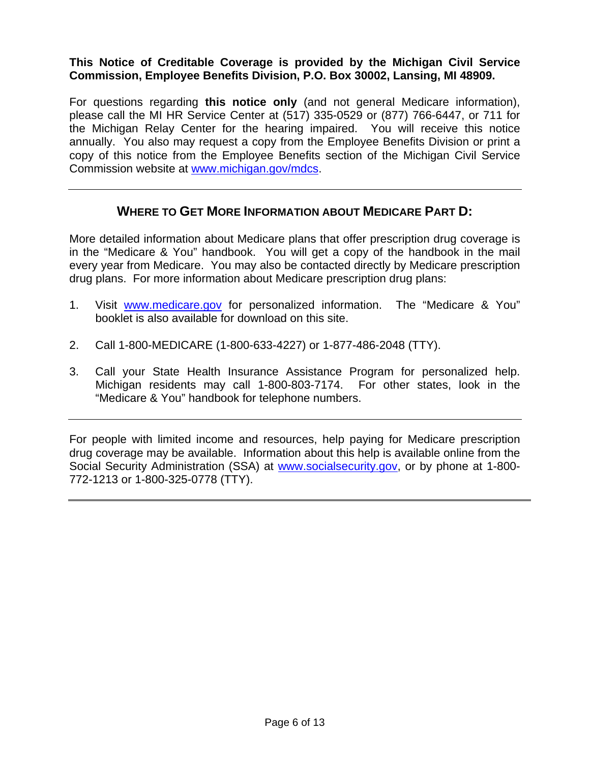**This Notice of Creditable Coverage is provided by the Michigan Civil Service Commission, Employee Benefits Division, P.O. Box 30002, Lansing, MI 48909.**

For questions regarding **this notice only** (and not general Medicare information), please call the MI HR Service Center at (517) 335-0529 or (877) 766-6447, or 711 for the Michigan Relay Center for the hearing impaired. You will receive this notice annually. You also may request a copy from the Employee Benefits Division or print a copy of this notice from the Employee Benefits section of the Michigan Civil Service Commission website at www.michigan.gov/mdcs.

---

## WHERE TO GET MORE INFORMATION ABOUT MEDICARE PART D:

More detailed information about Medicare plans that offer prescription drug coverage is in the "Medicare & You" handbook. You will get a copy of the handbook in the mail every year from Medicare. You may also be contacted directly by Medicare prescription drug plans. For more information about Medicare prescription drug plans:

1. Visit www.medicare.gov for personalized information. The "Medicare & You" booklet is also available for download on this site.

2. Call 1-800-MEDICARE (1-800-633-4227) or 1-877-486-2048 (TTY).

3. Call your State Health Insurance Assistance Program for personalized help. Michigan residents may call 1-800-803-7174. For other states, look in the "Medicare & You" handbook for telephone numbers.

---

For people with limited income and resources, help paying for Medicare prescription drug coverage may be available. Information about this help is available online from the Social Security Administration (SSA) at www.socialsecurity.gov, or by phone at 1-800-772-1213 or 1-800-325-0778 (TTY).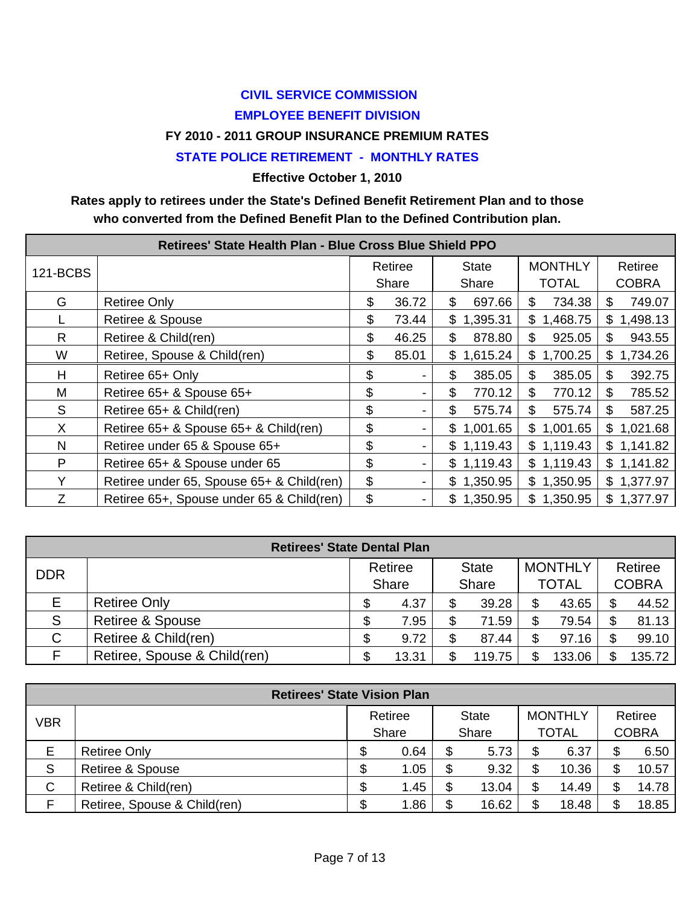**CIVIL SERVICE COMMISSION**

**EMPLOYEE BENEFIT DIVISION**

**FY 2010 - 2011 GROUP INSURANCE PREMIUM RATES**

**STATE POLICE RETIREMENT - MONTHLY RATES**

**Effective October 1, 2010**

**Rates apply to retirees under the State's Defined Benefit Retirement Plan and to those who converted from the Defined Benefit Plan to the Defined Contribution plan.**

| Retirees' State Health Plan - Blue Cross Blue Shield PPO | | | | | |
|---|---|---|---|---|---|
| 121-BCBS | | Retiree Share | State Share | MONTHLY TOTAL | Retiree COBRA |
| G | Retiree Only | $ 36.72 | $ 697.66 | $ 734.38 | $ 749.07 |
| L | Retiree & Spouse | $ 73.44 | $ 1,395.31 | $ 1,468.75 | $ 1,498.13 |
| R | Retiree & Child(ren) | $ 46.25 | $ 878.80 | $ 925.05 | $ 943.55 |
| W | Retiree, Spouse & Child(ren) | $ 85.01 | $ 1,615.24 | $ 1,700.25 | $ 1,734.26 |
| H | Retiree 65+ Only | $ - | $ 385.05 | $ 385.05 | $ 392.75 |
| M | Retiree 65+ & Spouse 65+ | $ - | $ 770.12 | $ 770.12 | $ 785.52 |
| S | Retiree 65+ & Child(ren) | $ - | $ 575.74 | $ 575.74 | $ 587.25 |
| X | Retiree 65+ & Spouse 65+ & Child(ren) | $ - | $ 1,001.65 | $ 1,001.65 | $ 1,021.68 |
| N | Retiree under 65 & Spouse 65+ | $ - | $ 1,119.43 | $ 1,119.43 | $ 1,141.82 |
| P | Retiree 65+ & Spouse under 65 | $ - | $ 1,119.43 | $ 1,119.43 | $ 1,141.82 |
| Y | Retiree under 65, Spouse 65+ & Child(ren) | $ - | $ 1,350.95 | $ 1,350.95 | $ 1,377.97 |
| Z | Retiree 65+, Spouse under 65 & Child(ren) | $ - | $ 1,350.95 | $ 1,350.95 | $ 1,377.97 |

| Retirees' State Dental Plan | | | | | |
|---|---|---|---|---|---|
| DDR | | Retiree Share | State Share | MONTHLY TOTAL | Retiree COBRA |
| E | Retiree Only | $ 4.37 | $ 39.28 | $ 43.65 | $ 44.52 |
| S | Retiree & Spouse | $ 7.95 | $ 71.59 | $ 79.54 | $ 81.13 |
| C | Retiree & Child(ren) | $ 9.72 | $ 87.44 | $ 97.16 | $ 99.10 |
| F | Retiree, Spouse & Child(ren) | $ 13.31 | $ 119.75 | $ 133.06 | $ 135.72 |

| Retirees' State Vision Plan | | | | | |
|---|---|---|---|---|---|
| VBR | | Retiree Share | State Share | MONTHLY TOTAL | Retiree COBRA |
| E | Retiree Only | $ 0.64 | $ 5.73 | $ 6.37 | $ 6.50 |
| S | Retiree & Spouse | $ 1.05 | $ 9.32 | $ 10.36 | $ 10.57 |
| C | Retiree & Child(ren) | $ 1.45 | $ 13.04 | $ 14.49 | $ 14.78 |
| F | Retiree, Spouse & Child(ren) | $ 1.86 | $ 16.62 | $ 18.48 | $ 18.85 |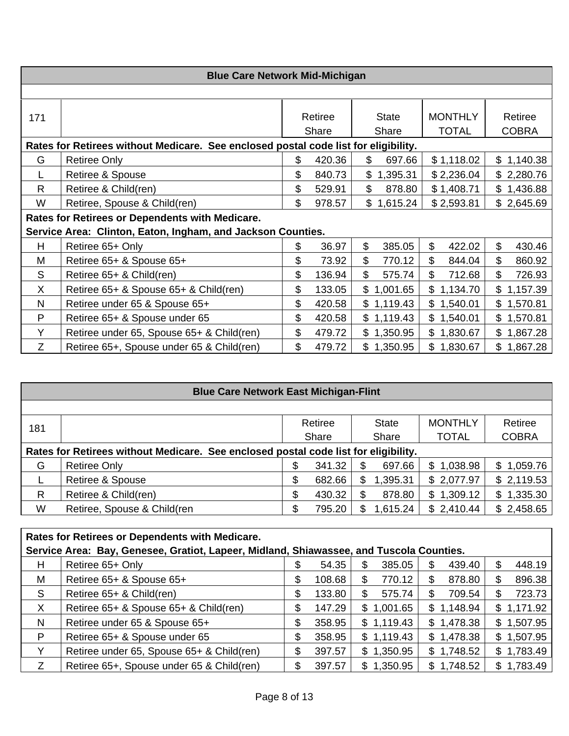## Blue Care Network Mid-Michigan

| 171 | | Retiree Share | State Share | MONTHLY TOTAL | Retiree COBRA |
|---|---|---|---|---|---|
| **Rates for Retirees without Medicare. See enclosed postal code list for eligibility.** | | | | | |
| G | Retiree Only | $ 420.36 | $ 697.66 | $ 1,118.02 | $ 1,140.38 |
| L | Retiree & Spouse | $ 840.73 | $ 1,395.31 | $ 2,236.04 | $ 2,280.76 |
| R | Retiree & Child(ren) | $ 529.91 | $ 878.80 | $ 1,408.71 | $ 1,436.88 |
| W | Retiree, Spouse & Child(ren) | $ 978.57 | $ 1,615.24 | $ 2,593.81 | $ 2,645.69 |
| **Rates for Retirees or Dependents with Medicare. Service Area: Clinton, Eaton, Ingham, and Jackson Counties.** | | | | | |
| H | Retiree 65+ Only | $ 36.97 | $ 385.05 | $ 422.02 | $ 430.46 |
| M | Retiree 65+ & Spouse 65+ | $ 73.92 | $ 770.12 | $ 844.04 | $ 860.92 |
| S | Retiree 65+ & Child(ren) | $ 136.94 | $ 575.74 | $ 712.68 | $ 726.93 |
| X | Retiree 65+ & Spouse 65+ & Child(ren) | $ 133.05 | $ 1,001.65 | $ 1,134.70 | $ 1,157.39 |
| N | Retiree under 65 & Spouse 65+ | $ 420.58 | $ 1,119.43 | $ 1,540.01 | $ 1,570.81 |
| P | Retiree 65+ & Spouse under 65 | $ 420.58 | $ 1,119.43 | $ 1,540.01 | $ 1,570.81 |
| Y | Retiree under 65, Spouse 65+ & Child(ren) | $ 479.72 | $ 1,350.95 | $ 1,830.67 | $ 1,867.28 |
| Z | Retiree 65+, Spouse under 65 & Child(ren) | $ 479.72 | $ 1,350.95 | $ 1,830.67 | $ 1,867.28 |

## Blue Care Network East Michigan-Flint

| 181 | | Retiree Share | State Share | MONTHLY TOTAL | Retiree COBRA |
|---|---|---|---|---|---|
| **Rates for Retirees without Medicare. See enclosed postal code list for eligibility.** | | | | | |
| G | Retiree Only | $ 341.32 | $ 697.66 | $ 1,038.98 | $ 1,059.76 |
| L | Retiree & Spouse | $ 682.66 | $ 1,395.31 | $ 2,077.97 | $ 2,119.53 |
| R | Retiree & Child(ren) | $ 430.32 | $ 878.80 | $ 1,309.12 | $ 1,335.30 |
| W | Retiree, Spouse & Child(ren | $ 795.20 | $ 1,615.24 | $ 2,410.44 | $ 2,458.65 |
| **Rates for Retirees or Dependents with Medicare. Service Area: Bay, Genesee, Gratiot, Lapeer, Midland, Shiawassee, and Tuscola Counties.** | | | | | |
| H | Retiree 65+ Only | $ 54.35 | $ 385.05 | $ 439.40 | $ 448.19 |
| M | Retiree 65+ & Spouse 65+ | $ 108.68 | $ 770.12 | $ 878.80 | $ 896.38 |
| S | Retiree 65+ & Child(ren) | $ 133.80 | $ 575.74 | $ 709.54 | $ 723.73 |
| X | Retiree 65+ & Spouse 65+ & Child(ren) | $ 147.29 | $ 1,001.65 | $ 1,148.94 | $ 1,171.92 |
| N | Retiree under 65 & Spouse 65+ | $ 358.95 | $ 1,119.43 | $ 1,478.38 | $ 1,507.95 |
| P | Retiree 65+ & Spouse under 65 | $ 358.95 | $ 1,119.43 | $ 1,478.38 | $ 1,507.95 |
| Y | Retiree under 65, Spouse 65+ & Child(ren) | $ 397.57 | $ 1,350.95 | $ 1,748.52 | $ 1,783.49 |
| Z | Retiree 65+, Spouse under 65 & Child(ren) | $ 397.57 | $ 1,350.95 | $ 1,748.52 | $ 1,783.49 |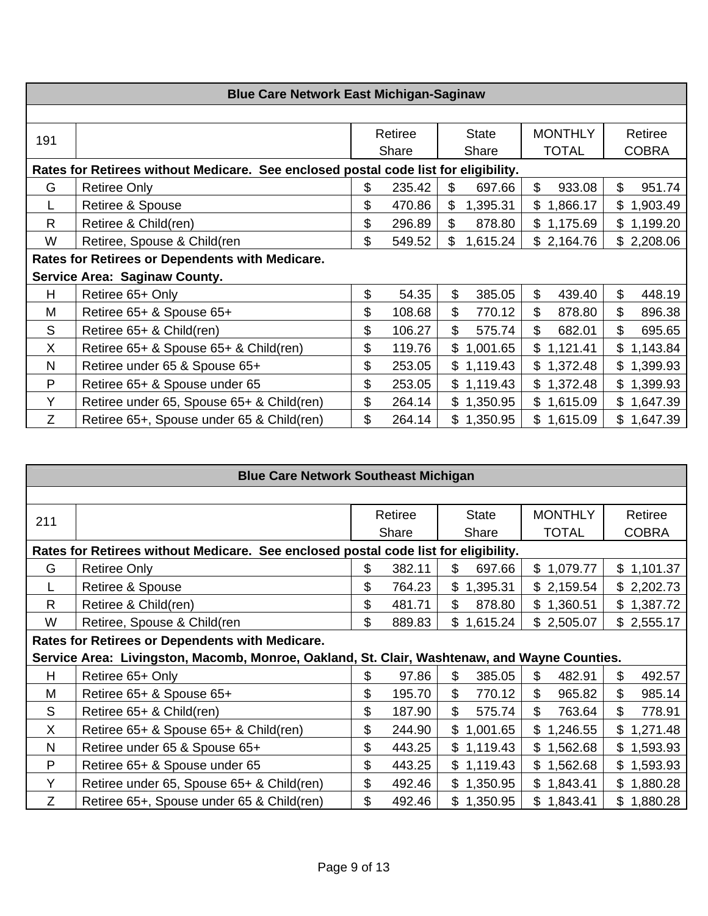| Blue Care Network East Michigan-Saginaw | | | | | |
|---|---|---|---|---|---|
| 191 | | Retiree Share | State Share | MONTHLY TOTAL | Retiree COBRA |
| **Rates for Retirees without Medicare. See enclosed postal code list for eligibility.** | | | | | |
| G | Retiree Only | $ 235.42 | $ 697.66 | $ 933.08 | $ 951.74 |
| L | Retiree & Spouse | $ 470.86 | $ 1,395.31 | $ 1,866.17 | $ 1,903.49 |
| R | Retiree & Child(ren) | $ 296.89 | $ 878.80 | $ 1,175.69 | $ 1,199.20 |
| W | Retiree, Spouse & Child(ren | $ 549.52 | $ 1,615.24 | $ 2,164.76 | $ 2,208.06 |
| **Rates for Retirees or Dependents with Medicare. Service Area: Saginaw County.** | | | | | |
| H | Retiree 65+ Only | $ 54.35 | $ 385.05 | $ 439.40 | $ 448.19 |
| M | Retiree 65+ & Spouse 65+ | $ 108.68 | $ 770.12 | $ 878.80 | $ 896.38 |
| S | Retiree 65+ & Child(ren) | $ 106.27 | $ 575.74 | $ 682.01 | $ 695.65 |
| X | Retiree 65+ & Spouse 65+ & Child(ren) | $ 119.76 | $ 1,001.65 | $ 1,121.41 | $ 1,143.84 |
| N | Retiree under 65 & Spouse 65+ | $ 253.05 | $ 1,119.43 | $ 1,372.48 | $ 1,399.93 |
| P | Retiree 65+ & Spouse under 65 | $ 253.05 | $ 1,119.43 | $ 1,372.48 | $ 1,399.93 |
| Y | Retiree under 65, Spouse 65+ & Child(ren) | $ 264.14 | $ 1,350.95 | $ 1,615.09 | $ 1,647.39 |
| Z | Retiree 65+, Spouse under 65 & Child(ren) | $ 264.14 | $ 1,350.95 | $ 1,615.09 | $ 1,647.39 |

| Blue Care Network Southeast Michigan | | | | | |
|---|---|---|---|---|---|
| 211 | | Retiree Share | State Share | MONTHLY TOTAL | Retiree COBRA |
| **Rates for Retirees without Medicare. See enclosed postal code list for eligibility.** | | | | | |
| G | Retiree Only | $ 382.11 | $ 697.66 | $ 1,079.77 | $ 1,101.37 |
| L | Retiree & Spouse | $ 764.23 | $ 1,395.31 | $ 2,159.54 | $ 2,202.73 |
| R | Retiree & Child(ren) | $ 481.71 | $ 878.80 | $ 1,360.51 | $ 1,387.72 |
| W | Retiree, Spouse & Child(ren | $ 889.83 | $ 1,615.24 | $ 2,505.07 | $ 2,555.17 |
| **Rates for Retirees or Dependents with Medicare. Service Area: Livingston, Macomb, Monroe, Oakland, St. Clair, Washtenaw, and Wayne Counties.** | | | | | |
| H | Retiree 65+ Only | $ 97.86 | $ 385.05 | $ 482.91 | $ 492.57 |
| M | Retiree 65+ & Spouse 65+ | $ 195.70 | $ 770.12 | $ 965.82 | $ 985.14 |
| S | Retiree 65+ & Child(ren) | $ 187.90 | $ 575.74 | $ 763.64 | $ 778.91 |
| X | Retiree 65+ & Spouse 65+ & Child(ren) | $ 244.90 | $ 1,001.65 | $ 1,246.55 | $ 1,271.48 |
| N | Retiree under 65 & Spouse 65+ | $ 443.25 | $ 1,119.43 | $ 1,562.68 | $ 1,593.93 |
| P | Retiree 65+ & Spouse under 65 | $ 443.25 | $ 1,119.43 | $ 1,562.68 | $ 1,593.93 |
| Y | Retiree under 65, Spouse 65+ & Child(ren) | $ 492.46 | $ 1,350.95 | $ 1,843.41 | $ 1,880.28 |
| Z | Retiree 65+, Spouse under 65 & Child(ren) | $ 492.46 | $ 1,350.95 | $ 1,843.41 | $ 1,880.28 |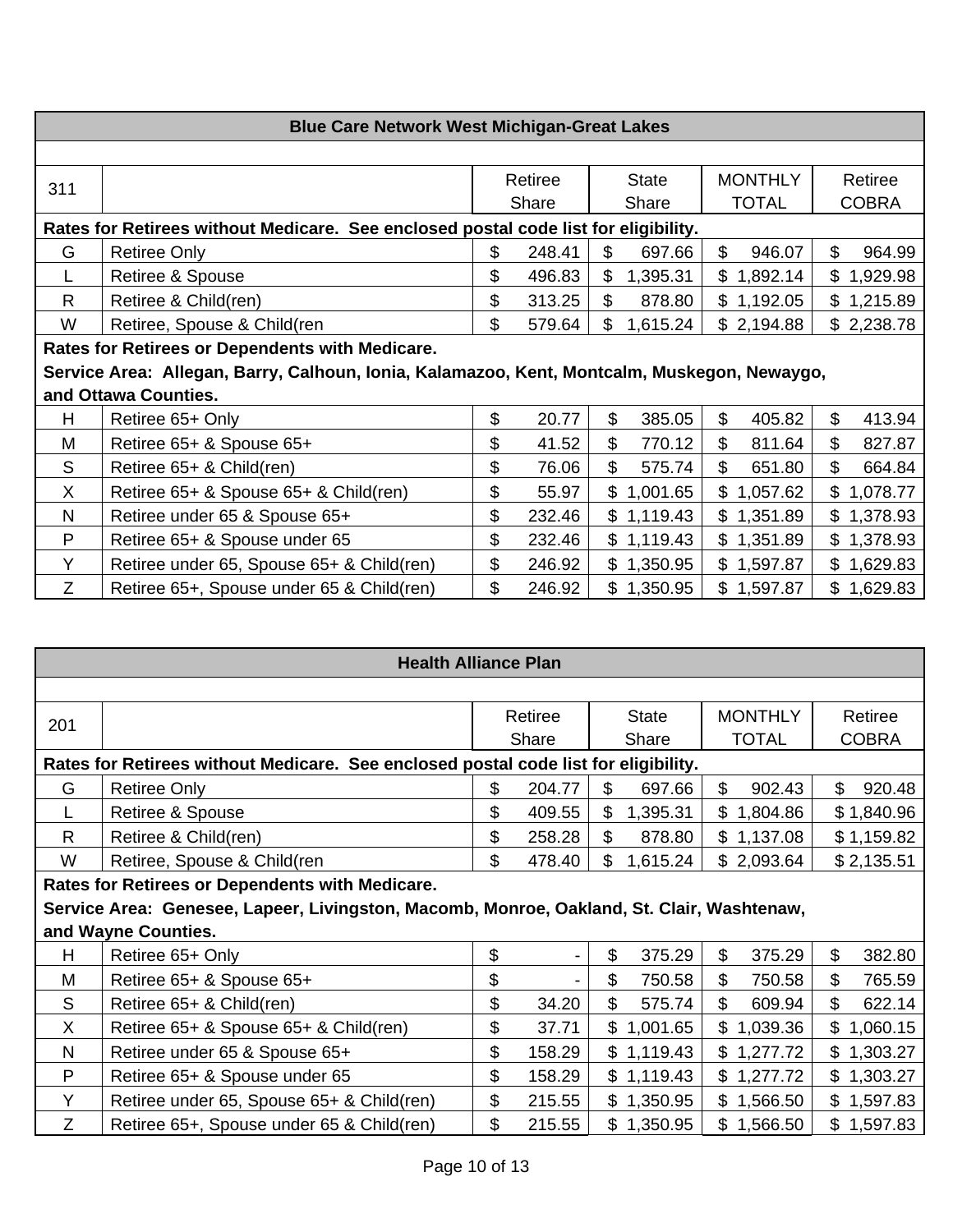| Blue Care Network West Michigan-Great Lakes | | | | | |
|---|---|---|---|---|---|
| 311 | | Retiree Share | State Share | MONTHLY TOTAL | Retiree COBRA |
| **Rates for Retirees without Medicare. See enclosed postal code list for eligibility.** | | | | | |
| G | Retiree Only | $ 248.41 | $ 697.66 | $ 946.07 | $ 964.99 |
| L | Retiree & Spouse | $ 496.83 | $ 1,395.31 | $ 1,892.14 | $ 1,929.98 |
| R | Retiree & Child(ren) | $ 313.25 | $ 878.80 | $ 1,192.05 | $ 1,215.89 |
| W | Retiree, Spouse & Child(ren | $ 579.64 | $ 1,615.24 | $ 2,194.88 | $ 2,238.78 |
| **Rates for Retirees or Dependents with Medicare. Service Area: Allegan, Barry, Calhoun, Ionia, Kalamazoo, Kent, Montcalm, Muskegon, Newaygo, and Ottawa Counties.** | | | | | |
| H | Retiree 65+ Only | $ 20.77 | $ 385.05 | $ 405.82 | $ 413.94 |
| M | Retiree 65+ & Spouse 65+ | $ 41.52 | $ 770.12 | $ 811.64 | $ 827.87 |
| S | Retiree 65+ & Child(ren) | $ 76.06 | $ 575.74 | $ 651.80 | $ 664.84 |
| X | Retiree 65+ & Spouse 65+ & Child(ren) | $ 55.97 | $ 1,001.65 | $ 1,057.62 | $ 1,078.77 |
| N | Retiree under 65 & Spouse 65+ | $ 232.46 | $ 1,119.43 | $ 1,351.89 | $ 1,378.93 |
| P | Retiree 65+ & Spouse under 65 | $ 232.46 | $ 1,119.43 | $ 1,351.89 | $ 1,378.93 |
| Y | Retiree under 65, Spouse 65+ & Child(ren) | $ 246.92 | $ 1,350.95 | $ 1,597.87 | $ 1,629.83 |
| Z | Retiree 65+, Spouse under 65 & Child(ren) | $ 246.92 | $ 1,350.95 | $ 1,597.87 | $ 1,629.83 |

| Health Alliance Plan | | | | | |
|---|---|---|---|---|---|
| 201 | | Retiree Share | State Share | MONTHLY TOTAL | Retiree COBRA |
| **Rates for Retirees without Medicare. See enclosed postal code list for eligibility.** | | | | | |
| G | Retiree Only | $ 204.77 | $ 697.66 | $ 902.43 | $ 920.48 |
| L | Retiree & Spouse | $ 409.55 | $ 1,395.31 | $ 1,804.86 | $ 1,840.96 |
| R | Retiree & Child(ren) | $ 258.28 | $ 878.80 | $ 1,137.08 | $ 1,159.82 |
| W | Retiree, Spouse & Child(ren | $ 478.40 | $ 1,615.24 | $ 2,093.64 | $ 2,135.51 |
| **Rates for Retirees or Dependents with Medicare. Service Area: Genesee, Lapeer, Livingston, Macomb, Monroe, Oakland, St. Clair, Washtenaw, and Wayne Counties.** | | | | | |
| H | Retiree 65+ Only | $ - | $ 375.29 | $ 375.29 | $ 382.80 |
| M | Retiree 65+ & Spouse 65+ | $ - | $ 750.58 | $ 750.58 | $ 765.59 |
| S | Retiree 65+ & Child(ren) | $ 34.20 | $ 575.74 | $ 609.94 | $ 622.14 |
| X | Retiree 65+ & Spouse 65+ & Child(ren) | $ 37.71 | $ 1,001.65 | $ 1,039.36 | $ 1,060.15 |
| N | Retiree under 65 & Spouse 65+ | $ 158.29 | $ 1,119.43 | $ 1,277.72 | $ 1,303.27 |
| P | Retiree 65+ & Spouse under 65 | $ 158.29 | $ 1,119.43 | $ 1,277.72 | $ 1,303.27 |
| Y | Retiree under 65, Spouse 65+ & Child(ren) | $ 215.55 | $ 1,350.95 | $ 1,566.50 | $ 1,597.83 |
| Z | Retiree 65+, Spouse under 65 & Child(ren) | $ 215.55 | $ 1,350.95 | $ 1,566.50 | $ 1,597.83 |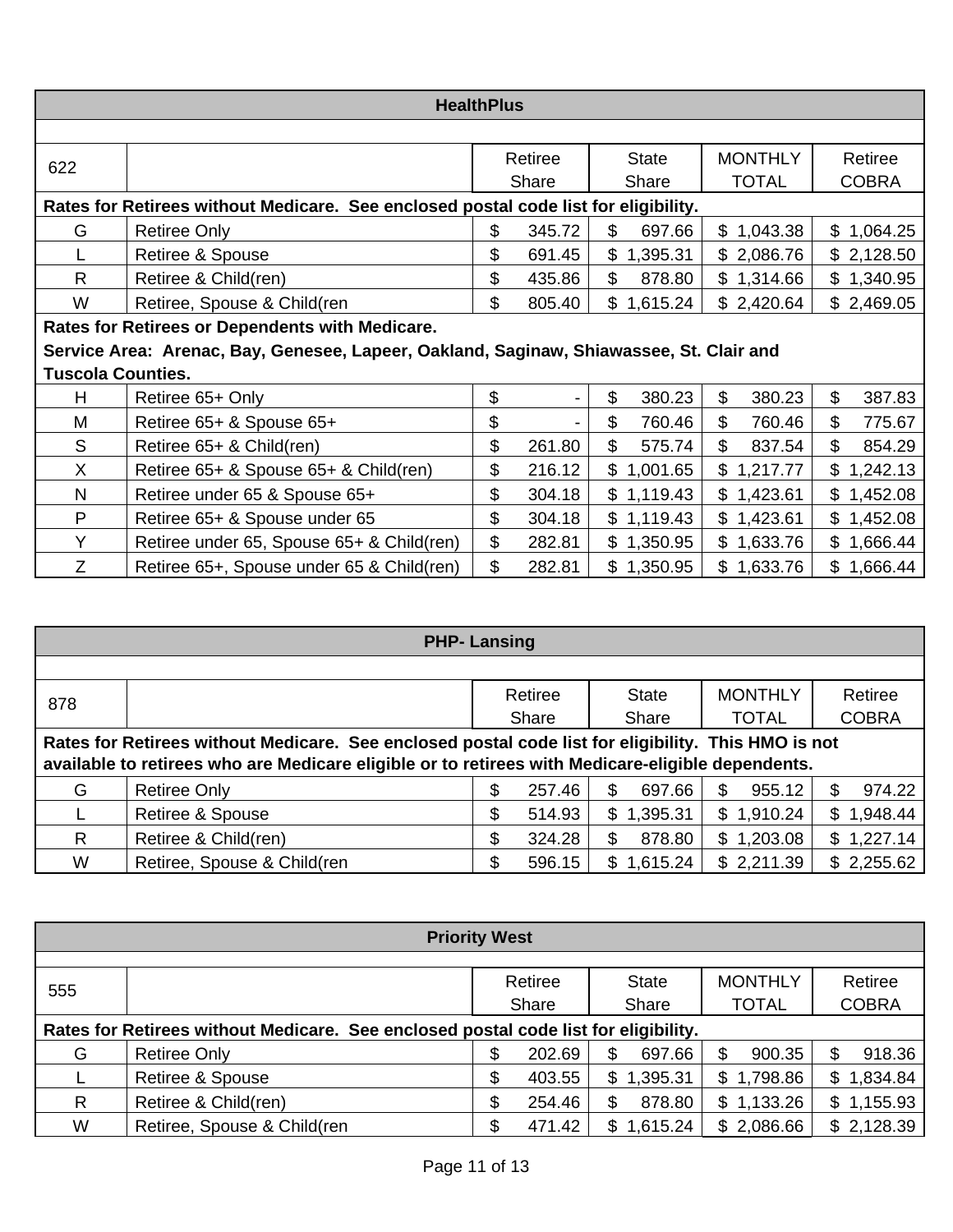## HealthPlus

| 622 | | Retiree Share | State Share | MONTHLY TOTAL | Retiree COBRA |
|---|---|---|---|---|---|
| **Rates for Retirees without Medicare. See enclosed postal code list for eligibility.** | | | | | |
| G | Retiree Only | $ 345.72 | $ 697.66 | $ 1,043.38 | $ 1,064.25 |
| L | Retiree & Spouse | $ 691.45 | $ 1,395.31 | $ 2,086.76 | $ 2,128.50 |
| R | Retiree & Child(ren) | $ 435.86 | $ 878.80 | $ 1,314.66 | $ 1,340.95 |
| W | Retiree, Spouse & Child(ren | $ 805.40 | $ 1,615.24 | $ 2,420.64 | $ 2,469.05 |
| **Rates for Retirees or Dependents with Medicare. Service Area: Arenac, Bay, Genesee, Lapeer, Oakland, Saginaw, Shiawassee, St. Clair and Tuscola Counties.** | | | | | |
| H | Retiree 65+ Only | $ - | $ 380.23 | $ 380.23 | $ 387.83 |
| M | Retiree 65+ & Spouse 65+ | $ - | $ 760.46 | $ 760.46 | $ 775.67 |
| S | Retiree 65+ & Child(ren) | $ 261.80 | $ 575.74 | $ 837.54 | $ 854.29 |
| X | Retiree 65+ & Spouse 65+ & Child(ren) | $ 216.12 | $ 1,001.65 | $ 1,217.77 | $ 1,242.13 |
| N | Retiree under 65 & Spouse 65+ | $ 304.18 | $ 1,119.43 | $ 1,423.61 | $ 1,452.08 |
| P | Retiree 65+ & Spouse under 65 | $ 304.18 | $ 1,119.43 | $ 1,423.61 | $ 1,452.08 |
| Y | Retiree under 65, Spouse 65+ & Child(ren) | $ 282.81 | $ 1,350.95 | $ 1,633.76 | $ 1,666.44 |
| Z | Retiree 65+, Spouse under 65 & Child(ren) | $ 282.81 | $ 1,350.95 | $ 1,633.76 | $ 1,666.44 |

## PHP- Lansing

| 878 | | Retiree Share | State Share | MONTHLY TOTAL | Retiree COBRA |
|---|---|---|---|---|---|
| **Rates for Retirees without Medicare. See enclosed postal code list for eligibility. This HMO is not available to retirees who are Medicare eligible or to retirees with Medicare-eligible dependents.** | | | | | |
| G | Retiree Only | $ 257.46 | $ 697.66 | $ 955.12 | $ 974.22 |
| L | Retiree & Spouse | $ 514.93 | $ 1,395.31 | $ 1,910.24 | $ 1,948.44 |
| R | Retiree & Child(ren) | $ 324.28 | $ 878.80 | $ 1,203.08 | $ 1,227.14 |
| W | Retiree, Spouse & Child(ren | $ 596.15 | $ 1,615.24 | $ 2,211.39 | $ 2,255.62 |

## Priority West

| 555 | | Retiree Share | State Share | MONTHLY TOTAL | Retiree COBRA |
|---|---|---|---|---|---|
| **Rates for Retirees without Medicare. See enclosed postal code list for eligibility.** | | | | | |
| G | Retiree Only | $ 202.69 | $ 697.66 | $ 900.35 | $ 918.36 |
| L | Retiree & Spouse | $ 403.55 | $ 1,395.31 | $ 1,798.86 | $ 1,834.84 |
| R | Retiree & Child(ren) | $ 254.46 | $ 878.80 | $ 1,133.26 | $ 1,155.93 |
| W | Retiree, Spouse & Child(ren | $ 471.42 | $ 1,615.24 | $ 2,086.66 | $ 2,128.39 |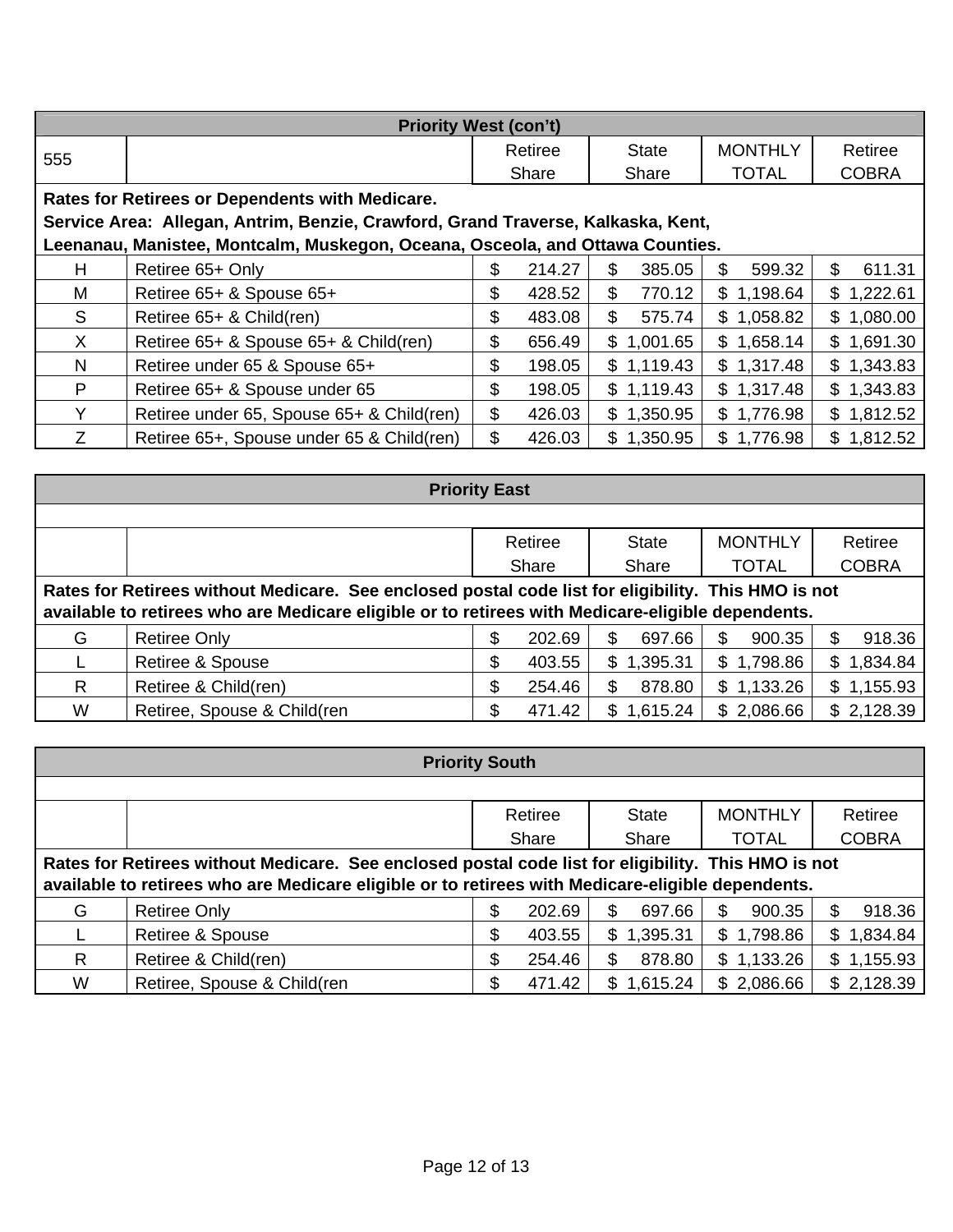| Priority West (con't) | | | | | |
|---|---|---|---|---|---|
| 555 | | Retiree Share | State Share | MONTHLY TOTAL | Retiree COBRA |
| **Rates for Retirees or Dependents with Medicare. Service Area: Allegan, Antrim, Benzie, Crawford, Grand Traverse, Kalkaska, Kent, Leenanau, Manistee, Montcalm, Muskegon, Oceana, Osceola, and Ottawa Counties.** | | | | | |
| H | Retiree 65+ Only | $ 214.27 | $ 385.05 | $ 599.32 | $ 611.31 |
| M | Retiree 65+ & Spouse 65+ | $ 428.52 | $ 770.12 | $ 1,198.64 | $ 1,222.61 |
| S | Retiree 65+ & Child(ren) | $ 483.08 | $ 575.74 | $ 1,058.82 | $ 1,080.00 |
| X | Retiree 65+ & Spouse 65+ & Child(ren) | $ 656.49 | $ 1,001.65 | $ 1,658.14 | $ 1,691.30 |
| N | Retiree under 65 & Spouse 65+ | $ 198.05 | $ 1,119.43 | $ 1,317.48 | $ 1,343.83 |
| P | Retiree 65+ & Spouse under 65 | $ 198.05 | $ 1,119.43 | $ 1,317.48 | $ 1,343.83 |
| Y | Retiree under 65, Spouse 65+ & Child(ren) | $ 426.03 | $ 1,350.95 | $ 1,776.98 | $ 1,812.52 |
| Z | Retiree 65+, Spouse under 65 & Child(ren) | $ 426.03 | $ 1,350.95 | $ 1,776.98 | $ 1,812.52 |

| Priority East | | | | | |
|---|---|---|---|---|---|
| | | Retiree Share | State Share | MONTHLY TOTAL | Retiree COBRA |
| **Rates for Retirees without Medicare. See enclosed postal code list for eligibility. This HMO is not available to retirees who are Medicare eligible or to retirees with Medicare-eligible dependents.** | | | | | |
| G | Retiree Only | $ 202.69 | $ 697.66 | $ 900.35 | $ 918.36 |
| L | Retiree & Spouse | $ 403.55 | $ 1,395.31 | $ 1,798.86 | $ 1,834.84 |
| R | Retiree & Child(ren) | $ 254.46 | $ 878.80 | $ 1,133.26 | $ 1,155.93 |
| W | Retiree, Spouse & Child(ren | $ 471.42 | $ 1,615.24 | $ 2,086.66 | $ 2,128.39 |

| Priority South | | | | | |
|---|---|---|---|---|---|
| | | Retiree Share | State Share | MONTHLY TOTAL | Retiree COBRA |
| **Rates for Retirees without Medicare. See enclosed postal code list for eligibility. This HMO is not available to retirees who are Medicare eligible or to retirees with Medicare-eligible dependents.** | | | | | |
| G | Retiree Only | $ 202.69 | $ 697.66 | $ 900.35 | $ 918.36 |
| L | Retiree & Spouse | $ 403.55 | $ 1,395.31 | $ 1,798.86 | $ 1,834.84 |
| R | Retiree & Child(ren) | $ 254.46 | $ 878.80 | $ 1,133.26 | $ 1,155.93 |
| W | Retiree, Spouse & Child(ren | $ 471.42 | $ 1,615.24 | $ 2,086.66 | $ 2,128.39 |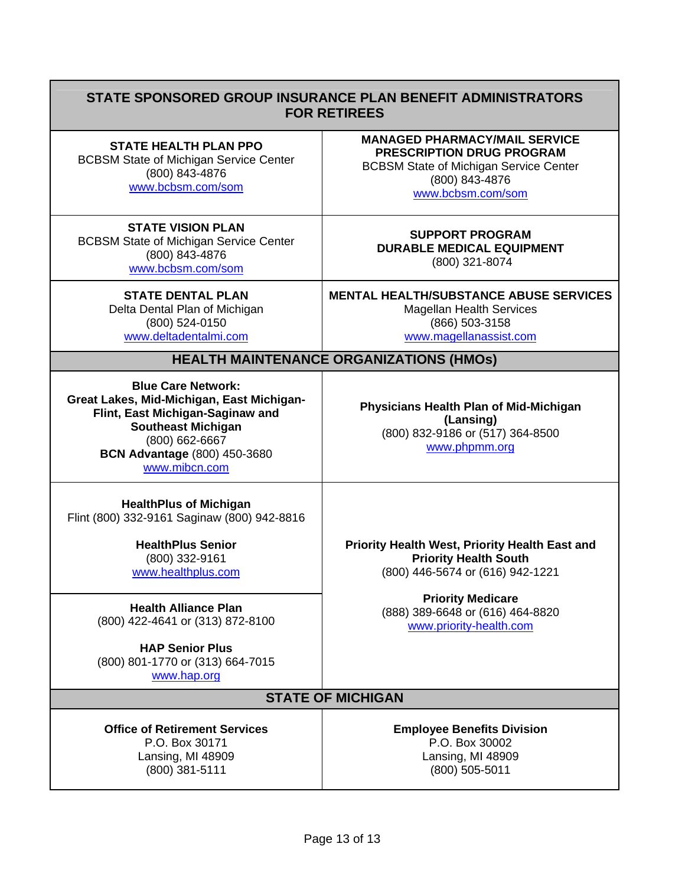## STATE SPONSORED GROUP INSURANCE PLAN BENEFIT ADMINISTRATORS FOR RETIREES

| | |
|---|---|
| **STATE HEALTH PLAN PPO**<br>BCBSM State of Michigan Service Center<br>(800) 843-4876<br>www.bcbsm.com/som | **MANAGED PHARMACY/MAIL SERVICE PRESCRIPTION DRUG PROGRAM**<br>BCBSM State of Michigan Service Center<br>(800) 843-4876<br>www.bcbsm.com/som |
| **STATE VISION PLAN**<br>BCBSM State of Michigan Service Center<br>(800) 843-4876<br>www.bcbsm.com/som | **SUPPORT PROGRAM DURABLE MEDICAL EQUIPMENT**<br>(800) 321-8074 |
| **STATE DENTAL PLAN**<br>Delta Dental Plan of Michigan<br>(800) 524-0150<br>www.deltadentalmi.com | **MENTAL HEALTH/SUBSTANCE ABUSE SERVICES**<br>Magellan Health Services<br>(866) 503-3158<br>www.magellanassist.com |

## HEALTH MAINTENANCE ORGANIZATIONS (HMOs)

| | |
|---|---|
| **Blue Care Network: Great Lakes, Mid-Michigan, East Michigan-Flint, East Michigan-Saginaw and Southeast Michigan**<br>(800) 662-6667<br>**BCN Advantage** (800) 450-3680<br>www.mibcn.com | **Physicians Health Plan of Mid-Michigan (Lansing)**<br>(800) 832-9186 or (517) 364-8500<br>www.phpmm.org |
| **HealthPlus of Michigan**<br>Flint (800) 332-9161 Saginaw (800) 942-8816<br>**HealthPlus Senior**<br>(800) 332-9161<br>www.healthplus.com | **Priority Health West, Priority Health East and Priority Health South**<br>(800) 446-5674 or (616) 942-1221<br>**Priority Medicare**<br>(888) 389-6648 or (616) 464-8820<br>www.priority-health.com |
| **Health Alliance Plan**<br>(800) 422-4641 or (313) 872-8100<br>**HAP Senior Plus**<br>(800) 801-1770 or (313) 664-7015<br>www.hap.org | |

## STATE OF MICHIGAN

| | |
|---|---|
| **Office of Retirement Services**<br>P.O. Box 30171<br>Lansing, MI 48909<br>(800) 381-5111 | **Employee Benefits Division**<br>P.O. Box 30002<br>Lansing, MI 48909<br>(800) 505-5011 |